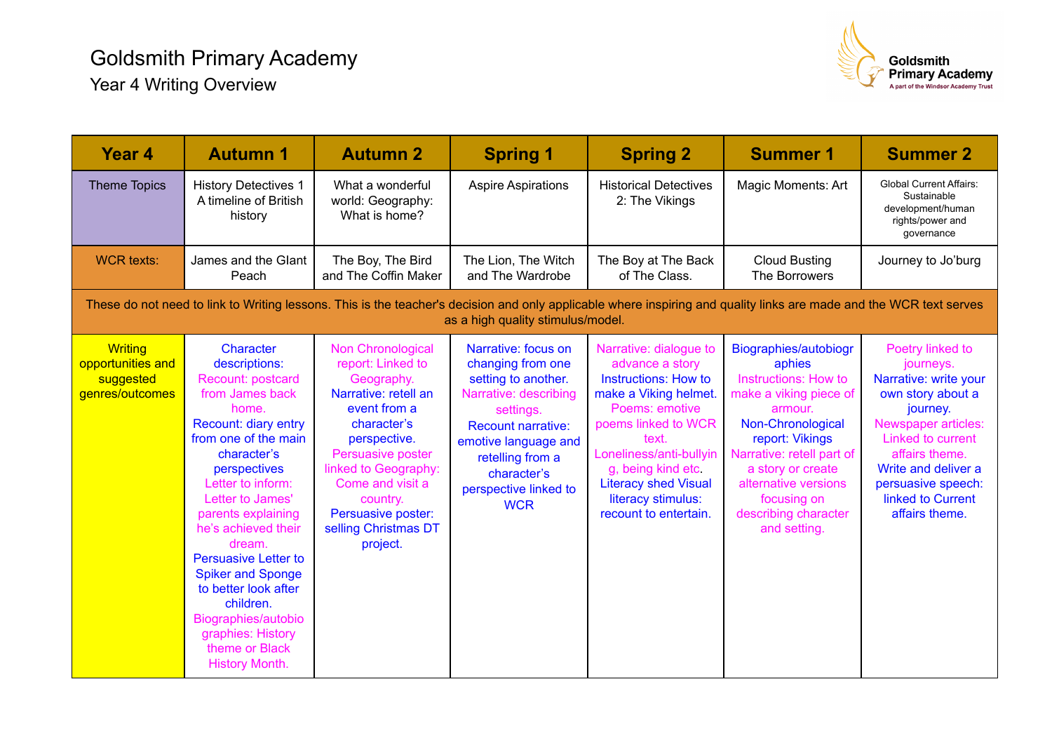# Goldsmith Primary Academy

## Year 4 Writing Overview

| Year 4 | Autumn 1 | Autumn 2 | Spring 1 | Spring 2 | Summer 1 | Summer 2 |
|---|---|---|---|---|---|---|
| Theme Topics | History Detectives 1 A timeline of British history | What a wonderful world: Geography: What is home? | Aspire Aspirations | Historical Detectives 2: The Vikings | Magic Moments: Art | Global Current Affairs: Sustainable development/human rights/power and governance |
| WCR texts: | James and the GIant Peach | The Boy, The Bird and The Coffin Maker | The Lion, The Witch and The Wardrobe | The Boy at The Back of The Class. | Cloud Busting The Borrowers | Journey to Jo'burg |
| These do not need to link to Writing lessons. This is the teacher's decision and only applicable where inspiring and quality links are made and the WCR text serves as a high quality stimulus/model. | | | | | | |
| Writing opportunities and suggested genres/outcomes | Character descriptions: Recount: postcard from James back home. Recount: diary entry from one of the main character's perspectives Letter to inform: Letter to James' parents explaining he's achieved their dream. Persuasive Letter to Spiker and Sponge to better look after children. Biographies/autobiographies: History theme or Black History Month. | Non Chronological report: Linked to Geography. Narrative: retell an event from a character's perspective. Persuasive poster linked to Geography: Come and visit a country. Persuasive poster: selling Christmas DT project. | Narrative: focus on changing from one setting to another. Narrative: describing settings. Recount narrative: emotive language and retelling from a character's perspective linked to WCR | Narrative: dialogue to advance a story Instructions: How to make a Viking helmet. Poems: emotive poems linked to WCR text. Loneliness/anti-bullying, being kind etc. Literacy shed Visual literacy stimulus: recount to entertain. | Biographies/autobiographies Instructions: How to make a viking piece of armour. Non-Chronological report: Vikings Narrative: retell part of a story or create alternative versions focusing on describing character and setting. | Poetry linked to journeys. Narrative: write your own story about a journey. Newspaper articles: Linked to current affairs theme. Write and deliver a persuasive speech: linked to Current affairs theme. |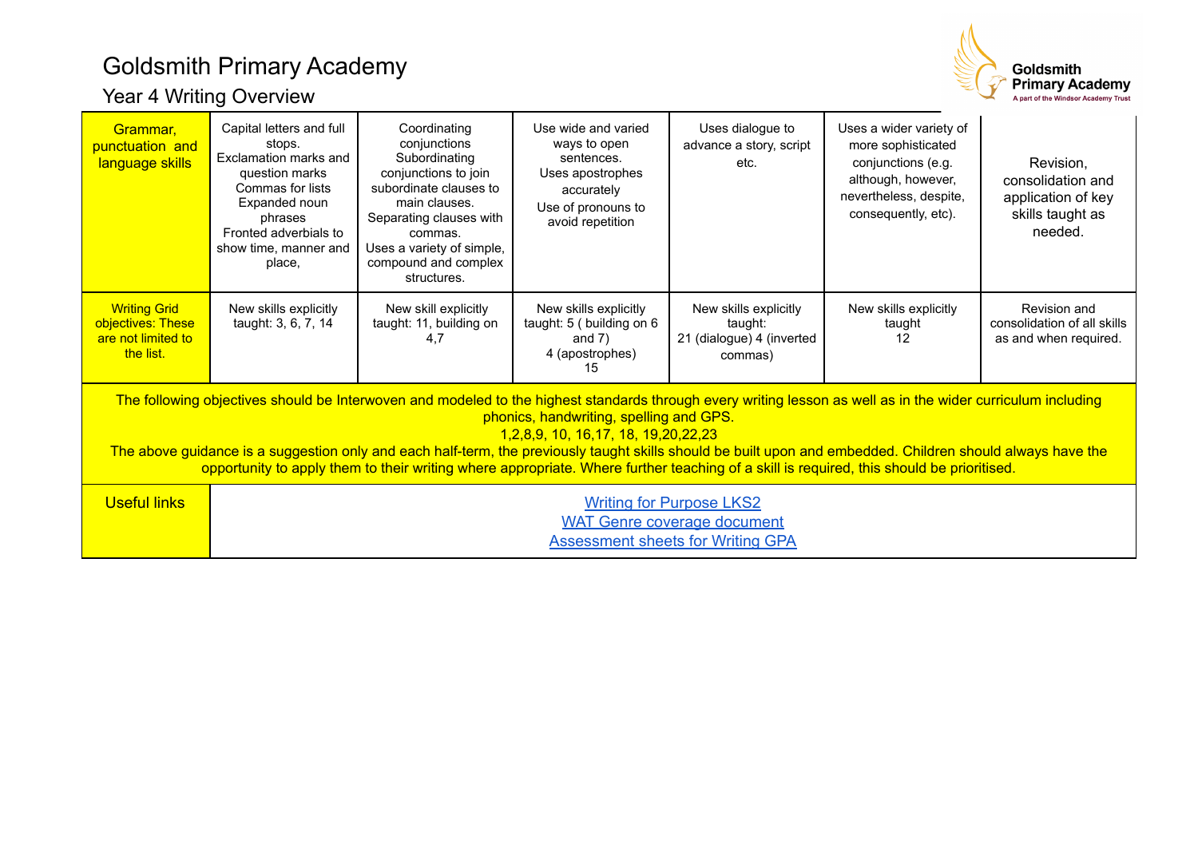# Goldsmith Primary Academy

## Year 4 Writing Overview

| | | | | | | |
|---|---|---|---|---|---|---|
| Grammar, punctuation and language skills | Capital letters and full stops. Exclamation marks and question marks Commas for lists Expanded noun phrases Fronted adverbials to show time, manner and place, | Coordinating conjunctions Subordinating conjunctions to join subordinate clauses to main clauses. Separating clauses with commas. Uses a variety of simple, compound and complex structures. | Use wide and varied ways to open sentences. Uses apostrophes accurately Use of pronouns to avoid repetition | Uses dialogue to advance a story, script etc. | Uses a wider variety of more sophisticated conjunctions (e.g. although, however, nevertheless, despite, consequently, etc). | Revision, consolidation and application of key skills taught as needed. |
| Writing Grid objectives: These are not limited to the list. | New skills explicitly taught: 3, 6, 7, 14 | New skill explicitly taught: 11, building on 4,7 | New skills explicitly taught: 5 ( building on 6 and 7) 4 (apostrophes) 15 | New skills explicitly taught: 21 (dialogue) 4 (inverted commas) | New skills explicitly taught 12 | Revision and consolidation of all skills as and when required. |

The following objectives should be Interwoven and modeled to the highest standards through every writing lesson as well as in the wider curriculum including phonics, handwriting, spelling and GPS.
1,2,8,9, 10, 16,17, 18, 19,20,22,23
The above guidance is a suggestion only and each half-term, the previously taught skills should be built upon and embedded. Children should always have the opportunity to apply them to their writing where appropriate. Where further teaching of a skill is required, this should be prioritised.

**Useful links**

- Writing for Purpose LKS2
- WAT Genre coverage document
- Assessment sheets for Writing GPA